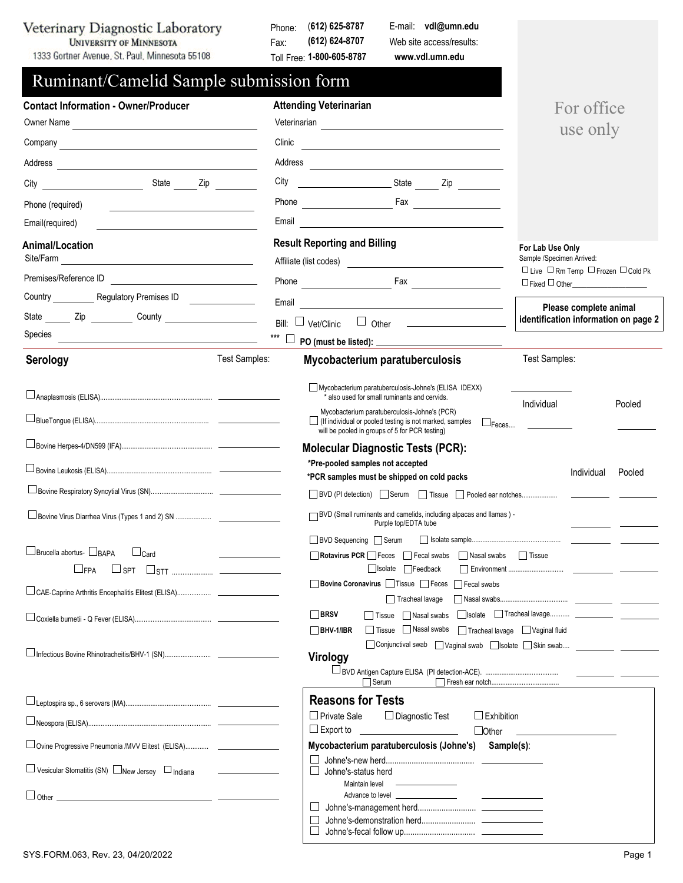# Veterinary Diagnostic Laboratory

**UNIVERSITY OF MINNESOTA**
1333 Gortner Avenue, St. Paul, Minnesota 55108

Phone: **(612) 625-8787**
Fax: **(612) 624-8707**
Toll Free: **1-800-605-8787**

E-mail: **vdl@umn.edu**
Web site access/results: **www.vdl.umn.edu**

For office use only

## Ruminant/Camelid Sample submission form

### Contact Information - Owner/Producer

Owner Name ______________________
Company ______________________
Address ______________________
City ____________ State _____ Zip ________
Phone (required) ______________________
Email(required) ______________________

### Attending Veterinarian

Veterinarian ______________________
Clinic ______________________
Address ______________________
City ____________ State _____ Zip ________
Phone ____________ Fax ____________
Email ______________________

### Animal/Location

Site/Farm ______________________
Premises/Reference ID ______________________
Country ________ Regulatory Premises ID ____________
State _____ Zip ________ County ____________
Species ______________________

### Result Reporting and Billing

Affiliate (list codes) ______________________
Phone ____________ Fax ____________
Email ______________________
Bill: ☐ Vet/Clinic ☐ Other ____________
*** ☐ **PO (must be listed):** ____________

**For Lab Use Only**
Sample /Specimen Arrived:
☐ Live ☐ Rm Temp ☐ Frozen ☐ Cold Pk
☐ Fixed ☐ Other____________

**Please complete animal identification information on page 2**

### Serology

Test Samples:

- ☐ Anaplasmosis (ELISA)........ ________
- ☐ BlueTongue (ELISA)........ ________
- ☐ Bovine Herpes-4/DN599 (IFA)........ ________
- ☐ Bovine Leukosis (ELISA)........ ________
- ☐ Bovine Respiratory Syncytial Virus (SN)........ ________
- ☐ Bovine Virus Diarrhea Virus (Types 1 and 2) SN ........ ________
- ☐ Brucella abortus- ☐ BAPA ☐ Card ☐ FPA ☐ SPT ☐ STT ........ ________
- ☐ CAE-Caprine Arthritis Encephalitis Elitest (ELISA)........ ________
- ☐ Coxiella burnetii - Q Fever (ELISA)........ ________
- ☐ Infectious Bovine Rhinotracheitis/BHV-1 (SN)........ ________
- ☐ Leptospira sp., 6 serovars (MA)........ ________
- ☐ Neospora (ELISA)........ ________
- ☐ Ovine Progressive Pneumonia /MVV Elitest (ELISA)........ ________
- ☐ Vesicular Stomatitis (SN) ☐ New Jersey ☐ Indiana ________
- ☐ Other ____________ ________

### Mycobacterium paratuberculosis

Test Samples:

- ☐ Mycobacterium paratuberculosis-Johne's (ELISA IDEXX) ________
  * also used for small ruminants and cervids.
- ☐ Mycobacterium paratuberculosis-Johne's (PCR) (If individual or pooled testing is not marked, samples will be pooled in groups of 5 for PCR testing) ☐ Feces.... Individual ________ Pooled ________

### Molecular Diagnostic Tests (PCR):

***Pre-pooled samples not accepted**
***PCR samples must be shipped on cold packs**

| Test | Individual | Pooled |
|---|---|---|
| ☐ BVD (PI detection) ☐ Serum ☐ Tissue ☐ Pooled ear notches.... | ________ | ________ |
| ☐ BVD (Small ruminants and camelids, including alpacas and llamas ) - Purple top/EDTA tube | ________ | ________ |
| ☐ BVD Sequencing ☐ Serum ☐ Isolate sample.... | ________ | ________ |
| ☐ **Rotavirus PCR** ☐ Feces ☐ Fecal swabs ☐ Nasal swabs ☐ Tissue ☐ Isolate ☐ Feedback ☐ Environment .... | ________ | ________ |
| ☐ **Bovine Coronavirus** ☐ Tissue ☐ Feces ☐ Fecal swabs ☐ Tracheal lavage ☐ Nasal swabs.... | ________ | ________ |
| ☐ **BRSV** ☐ Tissue ☐ Nasal swabs ☐ Isolate ☐ Tracheal lavage.... | ________ | ________ |
| ☐ **BHV-1/IBR** ☐ Tissue ☐ Nasal swabs ☐ Tracheal lavage ☐ Vaginal fluid ☐ Conjunctival swab ☐ Vaginal swab ☐ Isolate ☐ Skin swab.... | ________ | ________ |

### Virology

| Test | Individual | Pooled |
|---|---|---|
| ☐ BVD Antigen Capture ELISA (PI detection-ACE). ☐ Serum ☐ Fresh ear notch.... | ________ | ________ |

### Reasons for Tests

☐ Private Sale ☐ Diagnostic Test ☐ Exhibition
☐ Export to ____________ ☐ Other ____________

**Mycobacterium paratuberculosis (Johne's) Sample(s):**

- ☐ Johne's-new herd........ ________
- ☐ Johne's-status herd
  - Maintain level ________
  - Advance to level ________
- ☐ Johne's-management herd........ ________
- ☐ Johne's-demonstration herd........ ________
- ☐ Johne's-fecal follow up........ ________

SYS.FORM.063, Rev. 23, 04/20/2022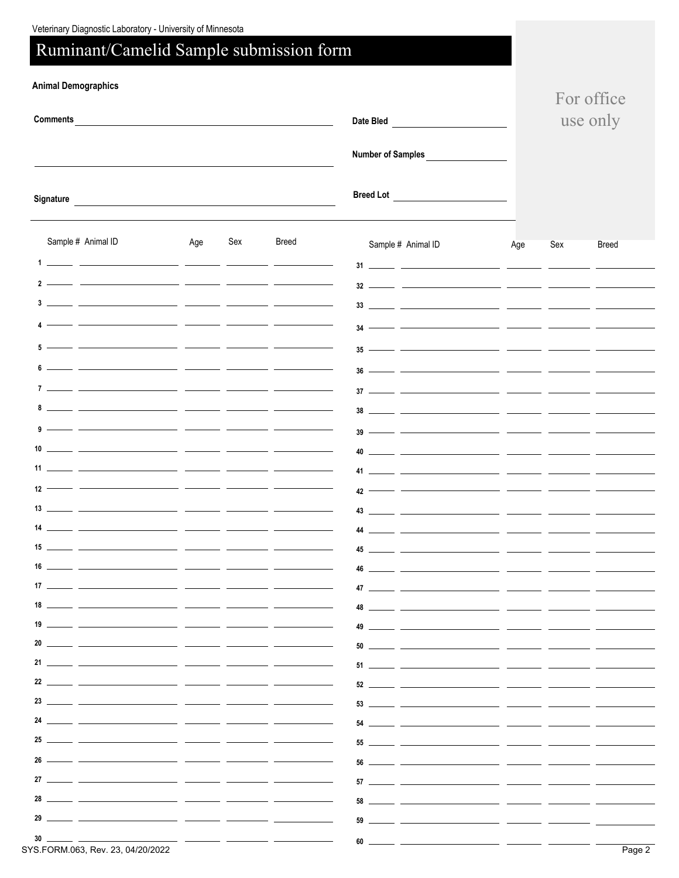Veterinary Diagnostic Laboratory - University of Minnesota

# Ruminant/Camelid Sample submission form

For office use only

**Animal Demographics**

**Comments** ______________________________

______________________________

**Date Bled** ______________________________

**Number of Samples** ______________________________

**Breed Lot** ______________________________

**Signature** ______________________________

| Sample # | Animal ID | Age | Sex | Breed |
|---|---|---|---|---|
| 1 | | | | |
| 2 | | | | |
| 3 | | | | |
| 4 | | | | |
| 5 | | | | |
| 6 | | | | |
| 7 | | | | |
| 8 | | | | |
| 9 | | | | |
| 10 | | | | |
| 11 | | | | |
| 12 | | | | |
| 13 | | | | |
| 14 | | | | |
| 15 | | | | |
| 16 | | | | |
| 17 | | | | |
| 18 | | | | |
| 19 | | | | |
| 20 | | | | |
| 21 | | | | |
| 22 | | | | |
| 23 | | | | |
| 24 | | | | |
| 25 | | | | |
| 26 | | | | |
| 27 | | | | |
| 28 | | | | |
| 29 | | | | |
| 30 | | | | |
| 31 | | | | |
| 32 | | | | |
| 33 | | | | |
| 34 | | | | |
| 35 | | | | |
| 36 | | | | |
| 37 | | | | |
| 38 | | | | |
| 39 | | | | |
| 40 | | | | |
| 41 | | | | |
| 42 | | | | |
| 43 | | | | |
| 44 | | | | |
| 45 | | | | |
| 46 | | | | |
| 47 | | | | |
| 48 | | | | |
| 49 | | | | |
| 50 | | | | |
| 51 | | | | |
| 52 | | | | |
| 53 | | | | |
| 54 | | | | |
| 55 | | | | |
| 56 | | | | |
| 57 | | | | |
| 58 | | | | |
| 59 | | | | |
| 60 | | | | |

SYS.FORM.063, Rev. 23, 04/20/2022